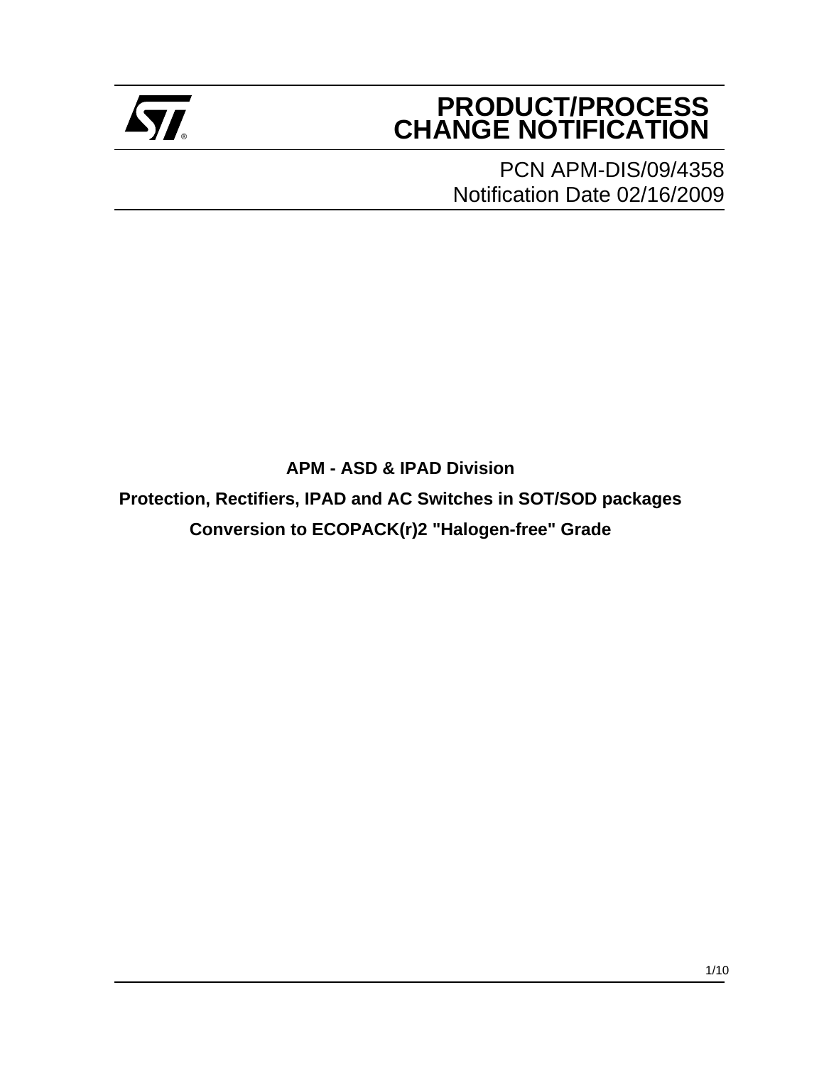# PRODUCT/PROCESS CHANGE NOTIFICATION

PCN APM-DIS/09/4358
Notification Date 02/16/2009

**APM - ASD & IPAD Division**

**Protection, Rectifiers, IPAD and AC Switches in SOT/SOD packages**

**Conversion to ECOPACK(r)2 "Halogen-free" Grade**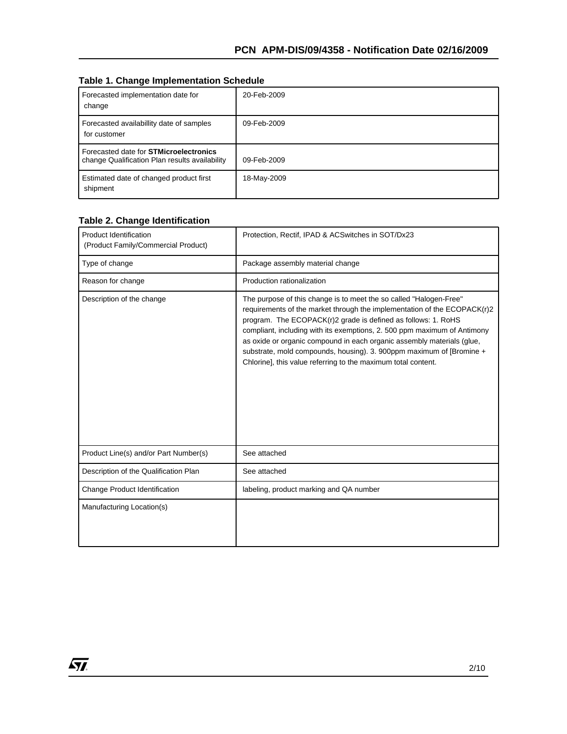**Table 1. Change Implementation Schedule**

| | |
|---|---|
| Forecasted implementation date for change | 20-Feb-2009 |
| Forecasted availabillity date of samples for customer | 09-Feb-2009 |
| Forecasted date for **STMicroelectronics** change Qualification Plan results availability | 09-Feb-2009 |
| Estimated date of changed product first shipment | 18-May-2009 |

**Table 2. Change Identification**

| | |
|---|---|
| Product Identification (Product Family/Commercial Product) | Protection, Rectif, IPAD & ACSwitches in SOT/Dx23 |
| Type of change | Package assembly material change |
| Reason for change | Production rationalization |
| Description of the change | The purpose of this change is to meet the so called "Halogen-Free" requirements of the market through the implementation of the ECOPACK(r)2 program. The ECOPACK(r)2 grade is defined as follows: 1. RoHS compliant, including with its exemptions, 2. 500 ppm maximum of Antimony as oxide or organic compound in each organic assembly materials (glue, substrate, mold compounds, housing). 3. 900ppm maximum of [Bromine + Chlorine], this value referring to the maximum total content. |
| Product Line(s) and/or Part Number(s) | See attached |
| Description of the Qualification Plan | See attached |
| Change Product Identification | labeling, product marking and QA number |
| Manufacturing Location(s) | |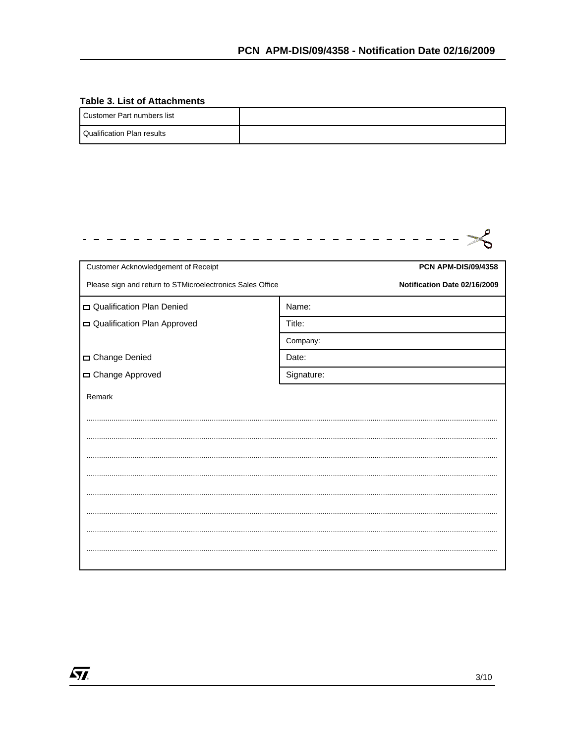**Table 3. List of Attachments**

| Customer Part numbers list | |
|---|---|
| Qualification Plan results | |

| Customer Acknowledgement of Receipt | PCN APM-DIS/09/4358 |
|---|---|
| Please sign and return to STMicroelectronics Sales Office | Notification Date 02/16/2009 |
| ☐ Qualification Plan Denied | Name: |
| ☐ Qualification Plan Approved | Title: |
| | Company: |
| ☐ Change Denied | Date: |
| ☐ Change Approved | Signature: |

Remark

.................................................................................................................................................................

.................................................................................................................................................................

.................................................................................................................................................................

.................................................................................................................................................................

.................................................................................................................................................................

.................................................................................................................................................................

.................................................................................................................................................................

.................................................................................................................................................................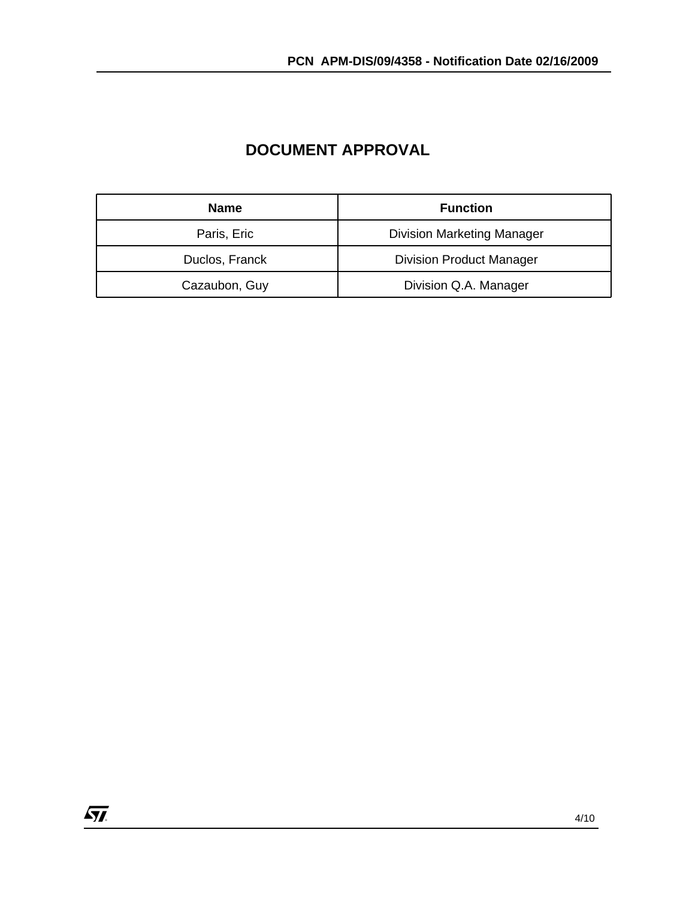# DOCUMENT APPROVAL

| Name | Function |
| --- | --- |
| Paris, Eric | Division Marketing Manager |
| Duclos, Franck | Division Product Manager |
| Cazaubon, Guy | Division Q.A. Manager |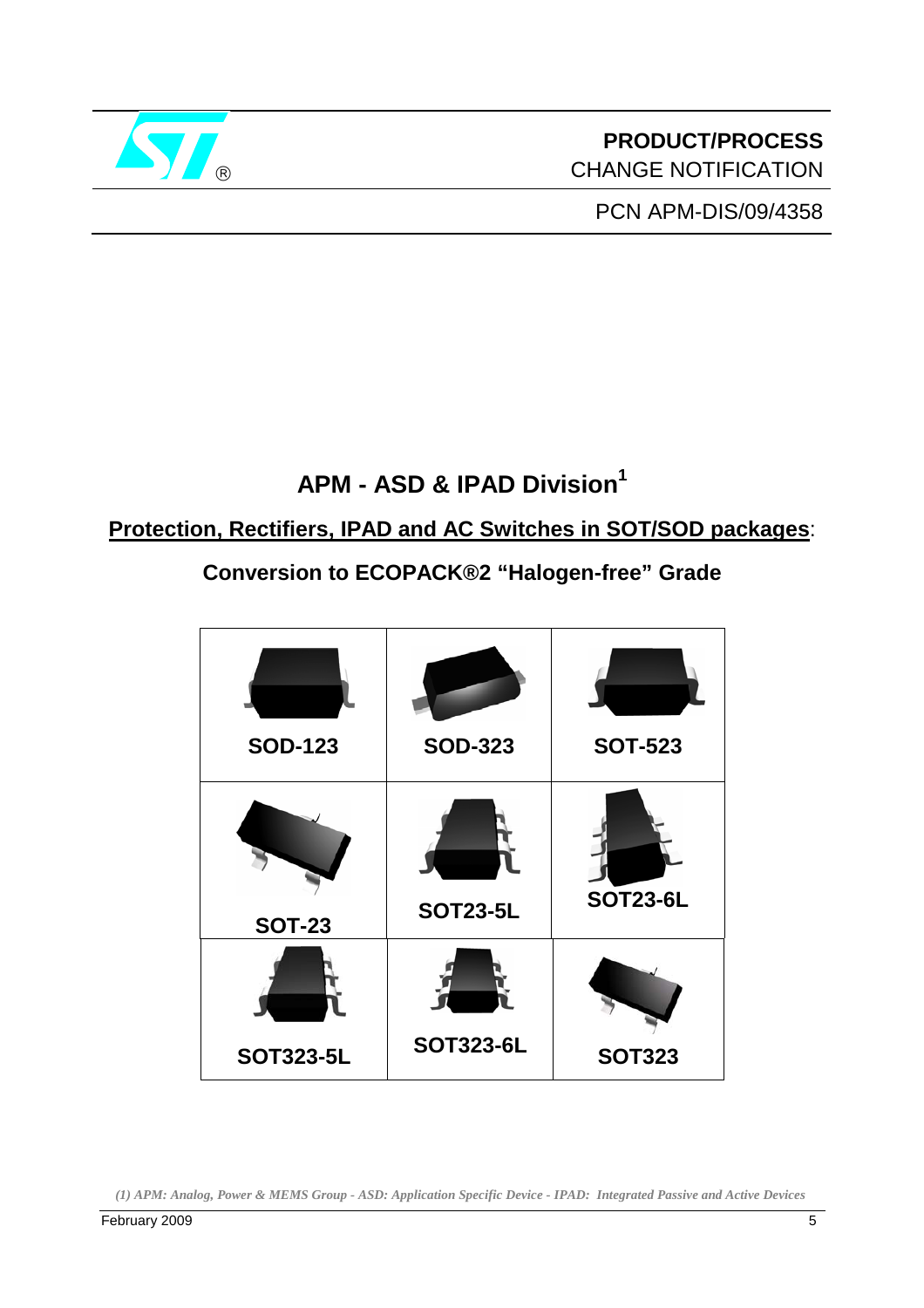**PRODUCT/PROCESS**
CHANGE NOTIFICATION

PCN APM-DIS/09/4358

# APM - ASD & IPAD Division[1]

## Protection, Rectifiers, IPAD and AC Switches in SOT/SOD packages:

## Conversion to ECOPACK®2 "Halogen-free" Grade

| SOD-123 | SOD-323 | SOT-523 |
|---|---|---|
| SOT-23 | SOT23-5L | SOT23-6L |
| SOT323-5L | SOT323-6L | SOT323 |

*(1) APM: Analog, Power & MEMS Group - ASD: Application Specific Device - IPAD: Integrated Passive and Active Devices*

February 2009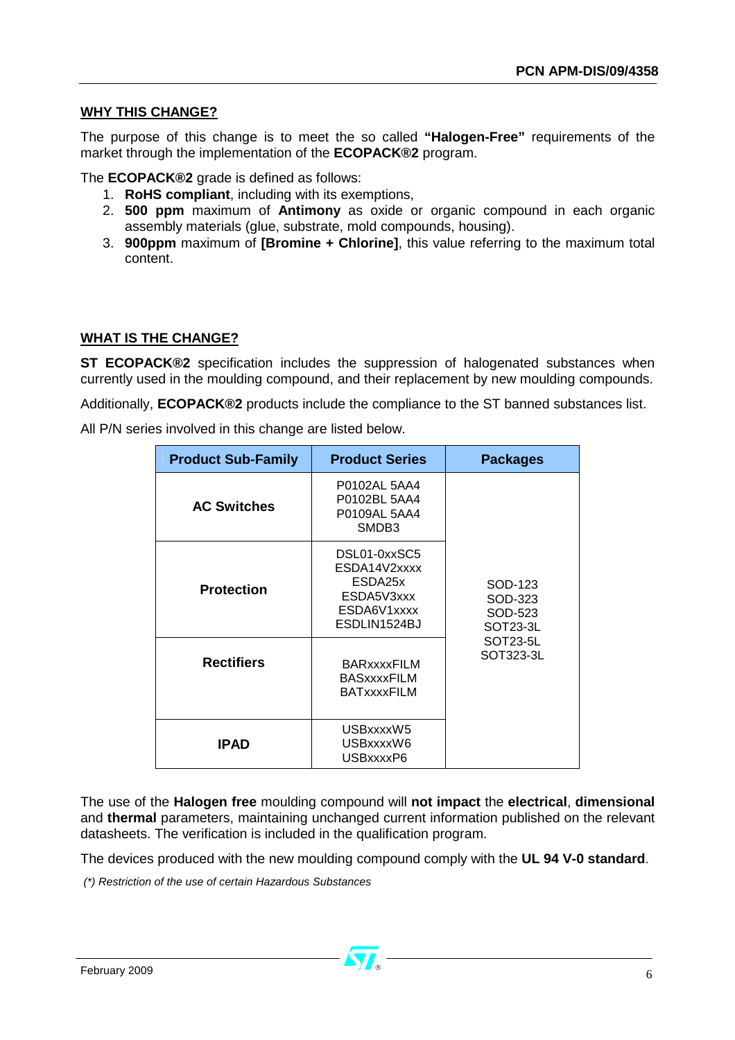## WHY THIS CHANGE?

The purpose of this change is to meet the so called **"Halogen-Free"** requirements of the market through the implementation of the **ECOPACK®2** program.

The **ECOPACK®2** grade is defined as follows:

1. **RoHS compliant**, including with its exemptions,
2. **500 ppm** maximum of **Antimony** as oxide or organic compound in each organic assembly materials (glue, substrate, mold compounds, housing).
3. **900ppm** maximum of **[Bromine + Chlorine]**, this value referring to the maximum total content.

## WHAT IS THE CHANGE?

**ST ECOPACK®2** specification includes the suppression of halogenated substances when currently used in the moulding compound, and their replacement by new moulding compounds.

Additionally, **ECOPACK®2** products include the compliance to the ST banned substances list.

All P/N series involved in this change are listed below.

| Product Sub-Family | Product Series | Packages |
|---|---|---|
| **AC Switches** | P0102AL 5AA4<br>P0102BL 5AA4<br>P0109AL 5AA4<br>SMDB3 | SOD-123<br>SOD-323<br>SOD-523<br>SOT23-3L<br>SOT23-5L<br>SOT323-3L |
| **Protection** | DSL01-0xxSC5<br>ESDA14V2xxxx<br>ESDA25x<br>ESDA5V3xxx<br>ESDA6V1xxxx<br>ESDLIN1524BJ | |
| **Rectifiers** | BARxxxxFILM<br>BASxxxxFILM<br>BATxxxxFILM | |
| **IPAD** | USBxxxxW5<br>USBxxxxW6<br>USBxxxxP6 | |

The use of the **Halogen free** moulding compound will **not impact** the **electrical**, **dimensional** and **thermal** parameters, maintaining unchanged current information published on the relevant datasheets. The verification is included in the qualification program.

The devices produced with the new moulding compound comply with the **UL 94 V-0 standard**.

*(\*) Restriction of the use of certain Hazardous Substances*

February 2009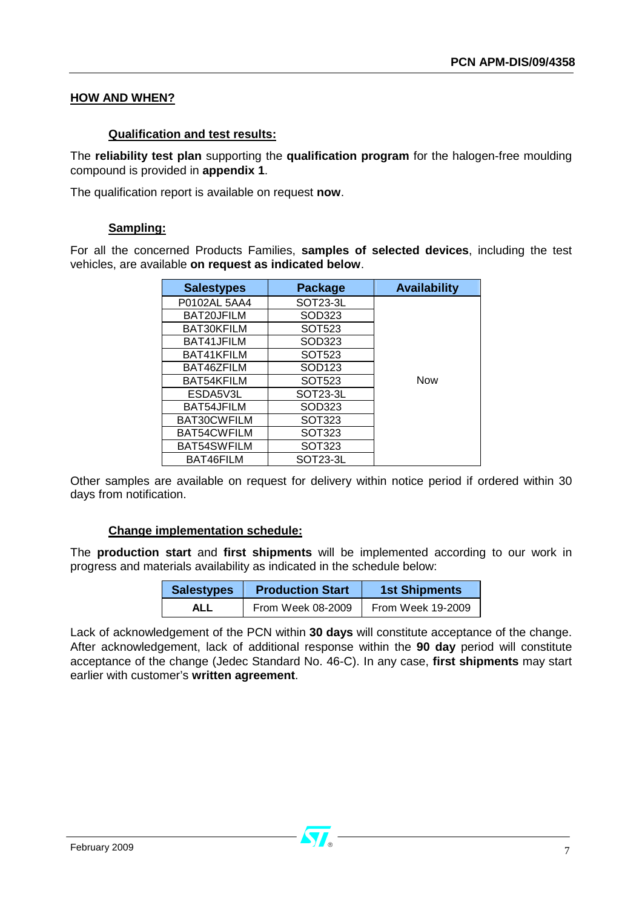## HOW AND WHEN?

### Qualification and test results:

The **reliability test plan** supporting the **qualification program** for the halogen-free moulding compound is provided in **appendix 1**.

The qualification report is available on request **now**.

### Sampling:

For all the concerned Products Families, **samples of selected devices**, including the test vehicles, are available **on request as indicated below**.

| Salestypes | Package | Availability |
|---|---|---|
| P0102AL 5AA4 | SOT23-3L | Now |
| BAT20JFILM | SOD323 | |
| BAT30KFILM | SOT523 | |
| BAT41JFILM | SOD323 | |
| BAT41KFILM | SOT523 | |
| BAT46ZFILM | SOD123 | |
| BAT54KFILM | SOT523 | |
| ESDA5V3L | SOT23-3L | |
| BAT54JFILM | SOD323 | |
| BAT30CWFILM | SOT323 | |
| BAT54CWFILM | SOT323 | |
| BAT54SWFILM | SOT323 | |
| BAT46FILM | SOT23-3L | |

Other samples are available on request for delivery within notice period if ordered within 30 days from notification.

### Change implementation schedule:

The **production start** and **first shipments** will be implemented according to our work in progress and materials availability as indicated in the schedule below:

| Salestypes | Production Start | 1st Shipments |
|---|---|---|
| **ALL** | From Week 08-2009 | From Week 19-2009 |

Lack of acknowledgement of the PCN within **30 days** will constitute acceptance of the change. After acknowledgement, lack of additional response within the **90 day** period will constitute acceptance of the change (Jedec Standard No. 46-C). In any case, **first shipments** may start earlier with customer's **written agreement**.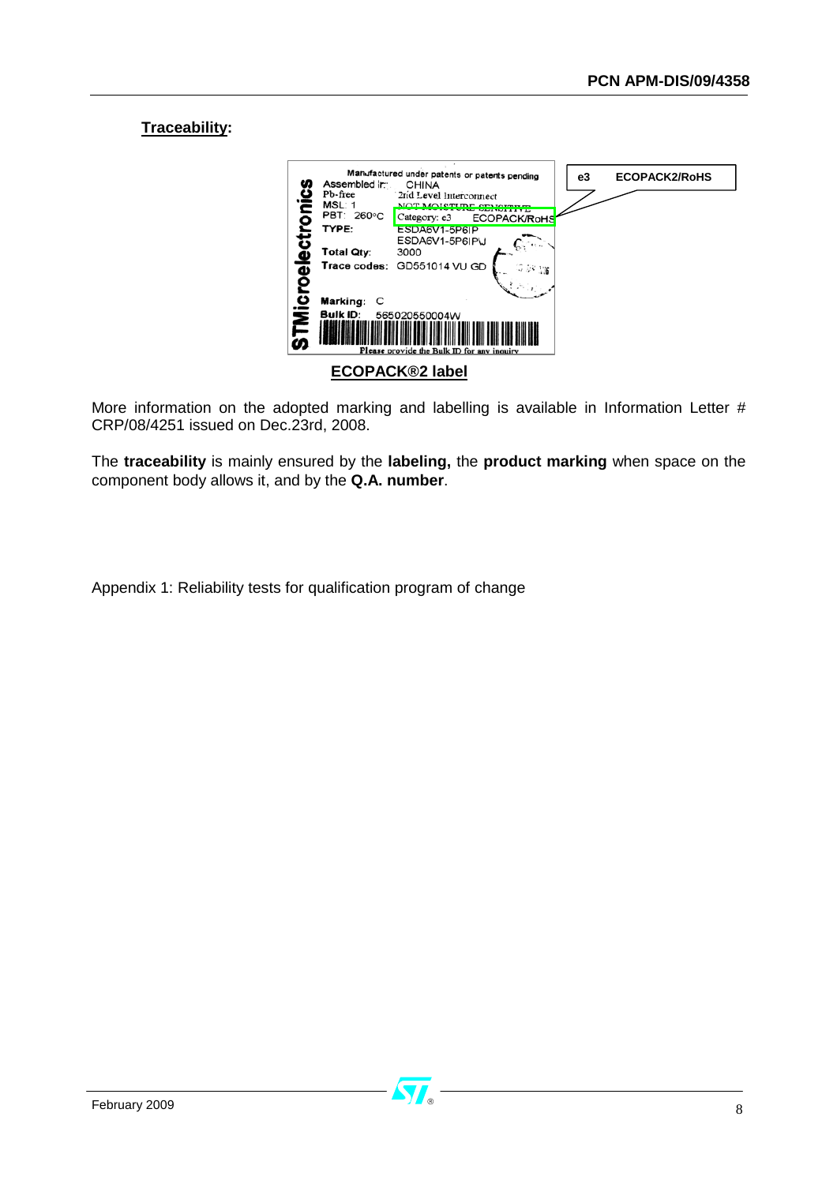**Traceability:**

ECOPACK®2 label

More information on the adopted marking and labelling is available in Information Letter # CRP/08/4251 issued on Dec.23rd, 2008.

The **traceability** is mainly ensured by the **labeling,** the **product marking** when space on the component body allows it, and by the **Q.A. number**.

Appendix 1: Reliability tests for qualification program of change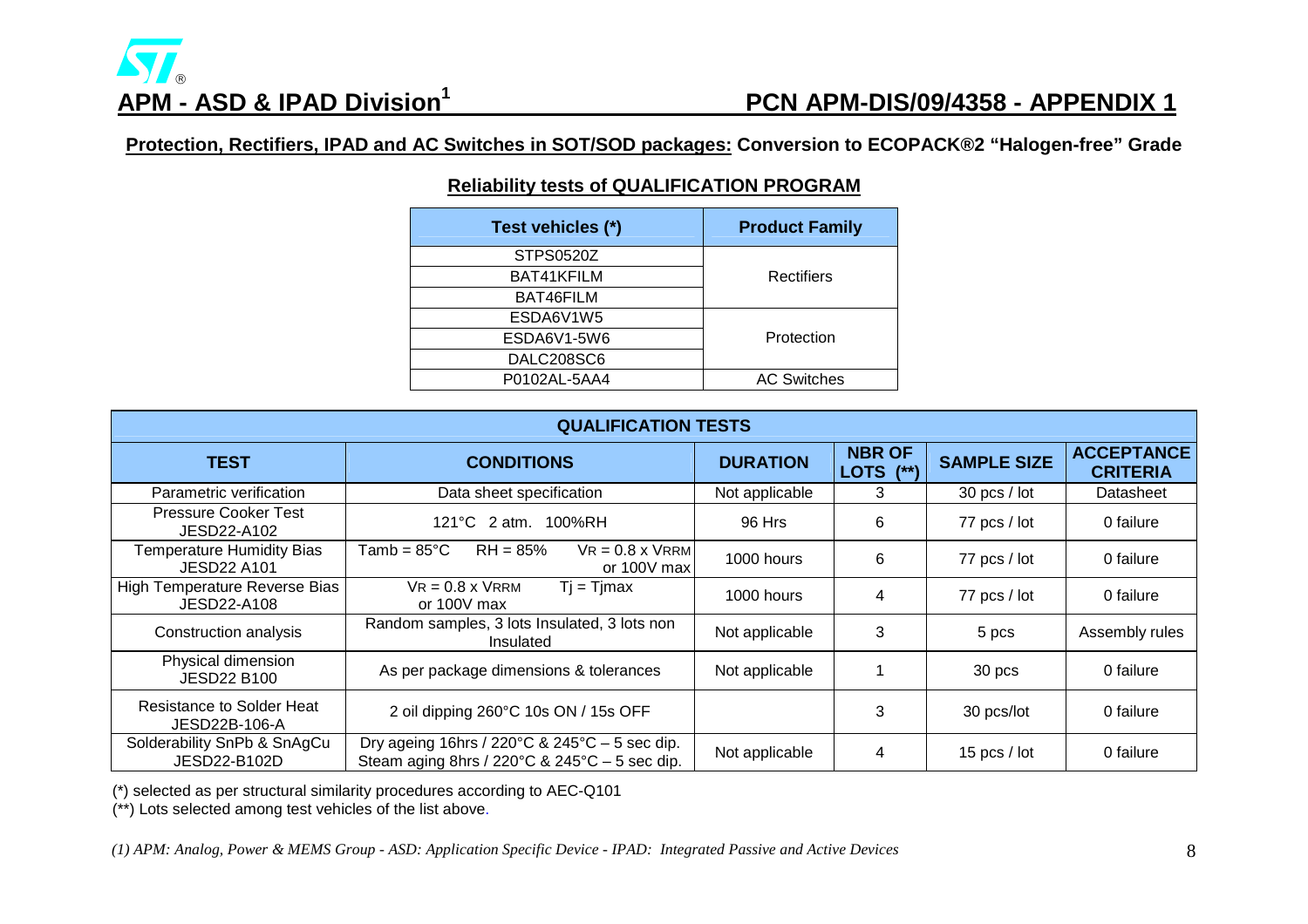## APM - ASD & IPAD Division[1]

## PCN APM-DIS/09/4358 - APPENDIX 1

**Protection, Rectifiers, IPAD and AC Switches in SOT/SOD packages: Conversion to ECOPACK®2 "Halogen-free" Grade**

### Reliability tests of QUALIFICATION PROGRAM

| Test vehicles (*) | Product Family |
|---|---|
| STPS0520Z | Rectifiers |
| BAT41KFILM | |
| BAT46FILM | |
| ESDA6V1W5 | Protection |
| ESDA6V1-5W6 | |
| DALC208SC6 | |
| P0102AL-5AA4 | AC Switches |

| QUALIFICATION TESTS | | | | | |
|---|---|---|---|---|---|
| **TEST** | **CONDITIONS** | **DURATION** | **NBR OF LOTS (**)** | **SAMPLE SIZE** | **ACCEPTANCE CRITERIA** |
| Parametric verification | Data sheet specification | Not applicable | 3 | 30 pcs / lot | Datasheet |
| Pressure Cooker Test JESD22-A102 | 121°C 2 atm. 100%RH | 96 Hrs | 6 | 77 pcs / lot | 0 failure |
| Temperature Humidity Bias JESD22 A101 | Tamb = 85°C RH = 85% $V_R = 0.8 \times V_{RRM}$ or 100V max | 1000 hours | 6 | 77 pcs / lot | 0 failure |
| High Temperature Reverse Bias JESD22-A108 | $V_R = 0.8 \times V_{RRM}$ or 100V max $T_j = T_{jmax}$ | 1000 hours | 4 | 77 pcs / lot | 0 failure |
| Construction analysis | Random samples, 3 lots Insulated, 3 lots non Insulated | Not applicable | 3 | 5 pcs | Assembly rules |
| Physical dimension JESD22 B100 | As per package dimensions & tolerances | Not applicable | 1 | 30 pcs | 0 failure |
| Resistance to Solder Heat JESD22B-106-A | 2 oil dipping 260°C 10s ON / 15s OFF | | 3 | 30 pcs/lot | 0 failure |
| Solderability SnPb & SnAgCu JESD22-B102D | Dry ageing 16hrs / 220°C & 245°C – 5 sec dip. Steam aging 8hrs / 220°C & 245°C – 5 sec dip. | Not applicable | 4 | 15 pcs / lot | 0 failure |

(*) selected as per structural similarity procedures according to AEC-Q101

(**) Lots selected among test vehicles of the list above.

*(1) APM: Analog, Power & MEMS Group - ASD: Application Specific Device - IPAD: Integrated Passive and Active Devices*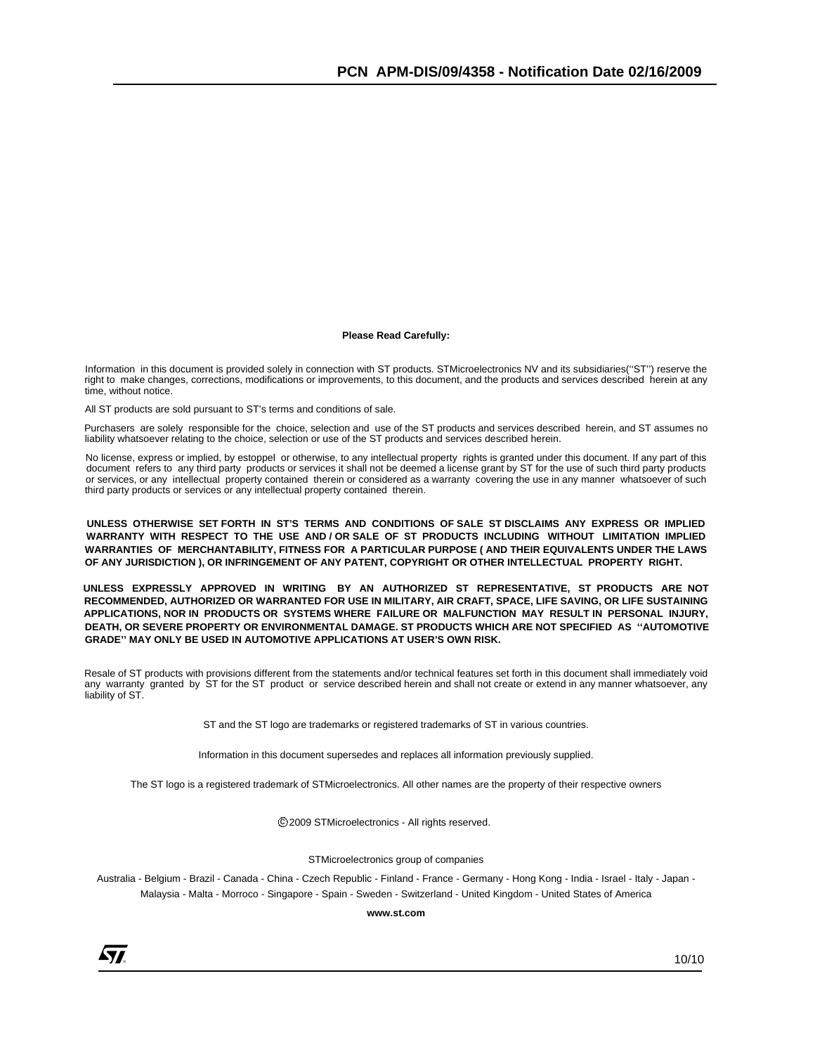**Please Read Carefully:**

Information in this document is provided solely in connection with ST products. STMicroelectronics NV and its subsidiaries(''ST'') reserve the right to make changes, corrections, modifications or improvements, to this document, and the products and services described herein at any time, without notice.

All ST products are sold pursuant to ST's terms and conditions of sale.

Purchasers are solely responsible for the choice, selection and use of the ST products and services described herein, and ST assumes no liability whatsoever relating to the choice, selection or use of the ST products and services described herein.

No license, express or implied, by estoppel or otherwise, to any intellectual property rights is granted under this document. If any part of this document refers to any third party products or services it shall not be deemed a license grant by ST for the use of such third party products or services, or any intellectual property contained therein or considered as a warranty covering the use in any manner whatsoever of such third party products or services or any intellectual property contained therein.

**UNLESS OTHERWISE SET FORTH IN ST'S TERMS AND CONDITIONS OF SALE ST DISCLAIMS ANY EXPRESS OR IMPLIED WARRANTY WITH RESPECT TO THE USE AND / OR SALE OF ST PRODUCTS INCLUDING WITHOUT LIMITATION IMPLIED WARRANTIES OF MERCHANTABILITY, FITNESS FOR A PARTICULAR PURPOSE ( AND THEIR EQUIVALENTS UNDER THE LAWS OF ANY JURISDICTION ), OR INFRINGEMENT OF ANY PATENT, COPYRIGHT OR OTHER INTELLECTUAL PROPERTY RIGHT.**

**UNLESS EXPRESSLY APPROVED IN WRITING BY AN AUTHORIZED ST REPRESENTATIVE, ST PRODUCTS ARE NOT RECOMMENDED, AUTHORIZED OR WARRANTED FOR USE IN MILITARY, AIR CRAFT, SPACE, LIFE SAVING, OR LIFE SUSTAINING APPLICATIONS, NOR IN PRODUCTS OR SYSTEMS WHERE FAILURE OR MALFUNCTION MAY RESULT IN PERSONAL INJURY, DEATH, OR SEVERE PROPERTY OR ENVIRONMENTAL DAMAGE. ST PRODUCTS WHICH ARE NOT SPECIFIED AS ''AUTOMOTIVE GRADE'' MAY ONLY BE USED IN AUTOMOTIVE APPLICATIONS AT USER'S OWN RISK.**

Resale of ST products with provisions different from the statements and/or technical features set forth in this document shall immediately void any warranty granted by ST for the ST product or service described herein and shall not create or extend in any manner whatsoever, any liability of ST.

ST and the ST logo are trademarks or registered trademarks of ST in various countries.

Information in this document supersedes and replaces all information previously supplied.

The ST logo is a registered trademark of STMicroelectronics. All other names are the property of their respective owners

©2009 STMicroelectronics - All rights reserved.

STMicroelectronics group of companies

Australia - Belgium - Brazil - Canada - China - Czech Republic - Finland - France - Germany - Hong Kong - India - Israel - Italy - Japan - Malaysia - Malta - Morroco - Singapore - Spain - Sweden - Switzerland - United Kingdom - United States of America

**www.st.com**